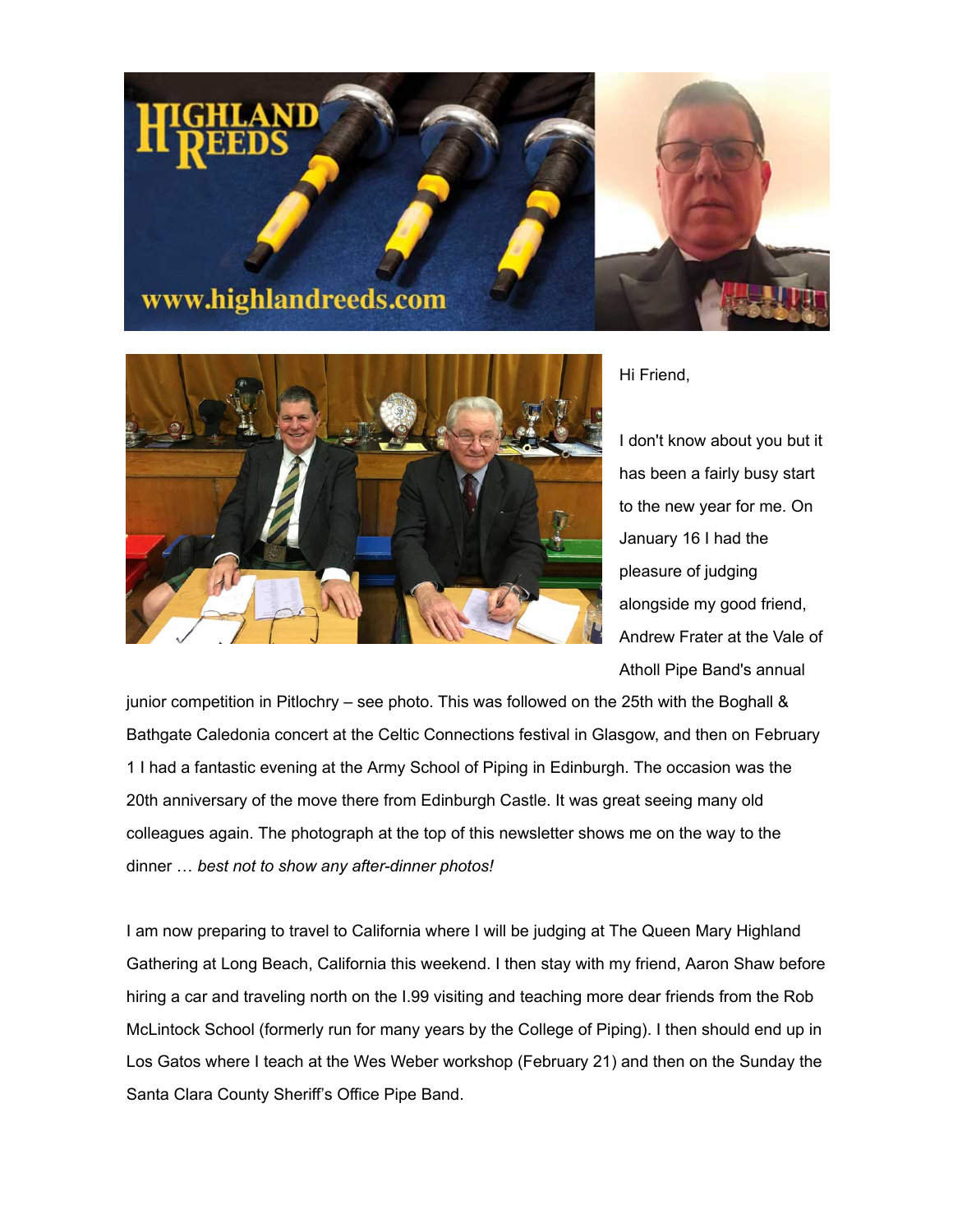Hi Friend,

I don't know about you but it has been a fairly busy start to the new year for me. On January 16 I had the pleasure of judging alongside my good friend, Andrew Frater at the Vale of Atholl Pipe Band's annual junior competition in Pitlochry – see photo. This was followed on the 25th with the Boghall & Bathgate Caledonia concert at the Celtic Connections festival in Glasgow, and then on February 1 I had a fantastic evening at the Army School of Piping in Edinburgh. The occasion was the 20th anniversary of the move there from Edinburgh Castle. It was great seeing many old colleagues again. The photograph at the top of this newsletter shows me on the way to the dinner … *best not to show any after-dinner photos!*

I am now preparing to travel to California where I will be judging at The Queen Mary Highland Gathering at Long Beach, California this weekend. I then stay with my friend, Aaron Shaw before hiring a car and traveling north on the I.99 visiting and teaching more dear friends from the Rob McLintock School (formerly run for many years by the College of Piping). I then should end up in Los Gatos where I teach at the Wes Weber workshop (February 21) and then on the Sunday the Santa Clara County Sheriff's Office Pipe Band.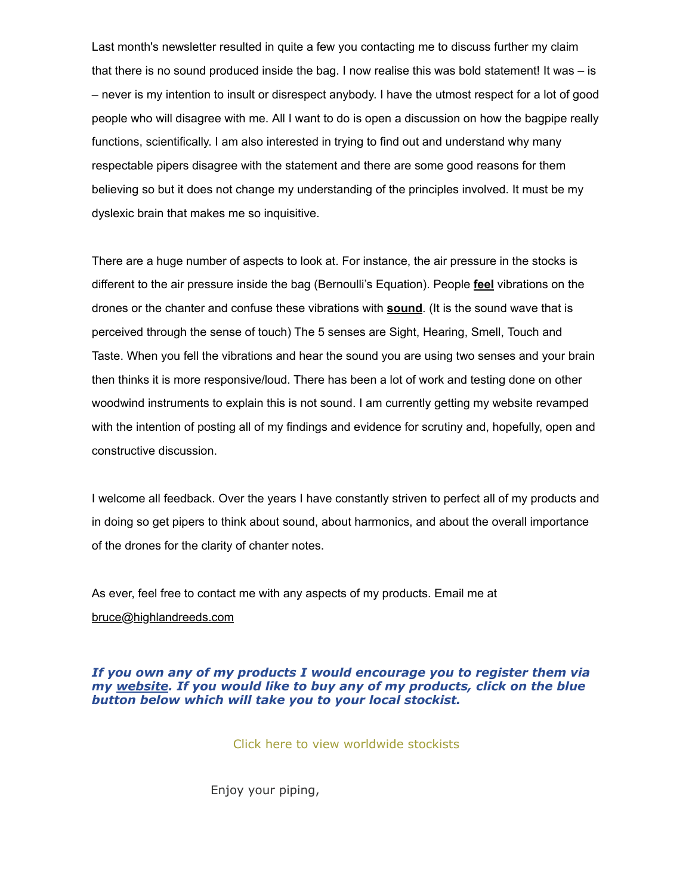Last month's newsletter resulted in quite a few you contacting me to discuss further my claim that there is no sound produced inside the bag. I now realise this was bold statement! It was – is – never is my intention to insult or disrespect anybody. I have the utmost respect for a lot of good people who will disagree with me. All I want to do is open a discussion on how the bagpipe really functions, scientifically. I am also interested in trying to find out and understand why many respectable pipers disagree with the statement and there are some good reasons for them believing so but it does not change my understanding of the principles involved. It must be my dyslexic brain that makes me so inquisitive.

There are a huge number of aspects to look at. For instance, the air pressure in the stocks is different to the air pressure inside the bag (Bernoulli's Equation). People **feel** vibrations on the drones or the chanter and confuse these vibrations with **sound**. (It is the sound wave that is perceived through the sense of touch) The 5 senses are Sight, Hearing, Smell, Touch and Taste. When you fell the vibrations and hear the sound you are using two senses and your brain then thinks it is more responsive/loud. There has been a lot of work and testing done on other woodwind instruments to explain this is not sound. I am currently getting my website revamped with the intention of posting all of my findings and evidence for scrutiny and, hopefully, open and constructive discussion.

I welcome all feedback. Over the years I have constantly striven to perfect all of my products and in doing so get pipers to think about sound, about harmonics, and about the overall importance of the drones for the clarity of chanter notes.

As ever, feel free to contact me with any aspects of my products. Email me at bruce@highlandreeds.com

***If you own any of my products I would encourage you to register them via my website. If you would like to buy any of my products, click on the blue button below which will take you to your local stockist.***

Click here to view worldwide stockists

Enjoy your piping,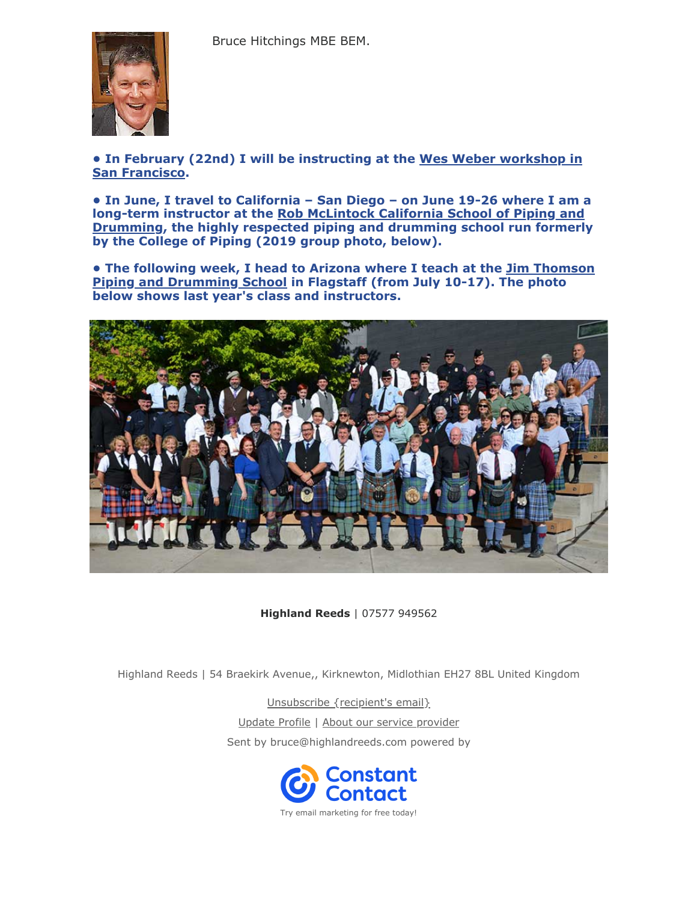Bruce Hitchings MBE BEM.

**• In February (22nd) I will be instructing at the Wes Weber workshop in San Francisco.**

**• In June, I travel to California – San Diego – on June 19-26 where I am a long-term instructor at the Rob McLintock California School of Piping and Drumming, the highly respected piping and drumming school run formerly by the College of Piping (2019 group photo, below).**

**• The following week, I head to Arizona where I teach at the Jim Thomson Piping and Drumming School in Flagstaff (from July 10-17). The photo below shows last year's class and instructors.**

**Highland Reeds** | 07577 949562

Highland Reeds | 54 Braekirk Avenue,, Kirknewton, Midlothian EH27 8BL United Kingdom

Unsubscribe {recipient's email}

Update Profile | About our service provider

Sent by bruce@highlandreeds.com powered by

Constant Contact

Try email marketing for free today!